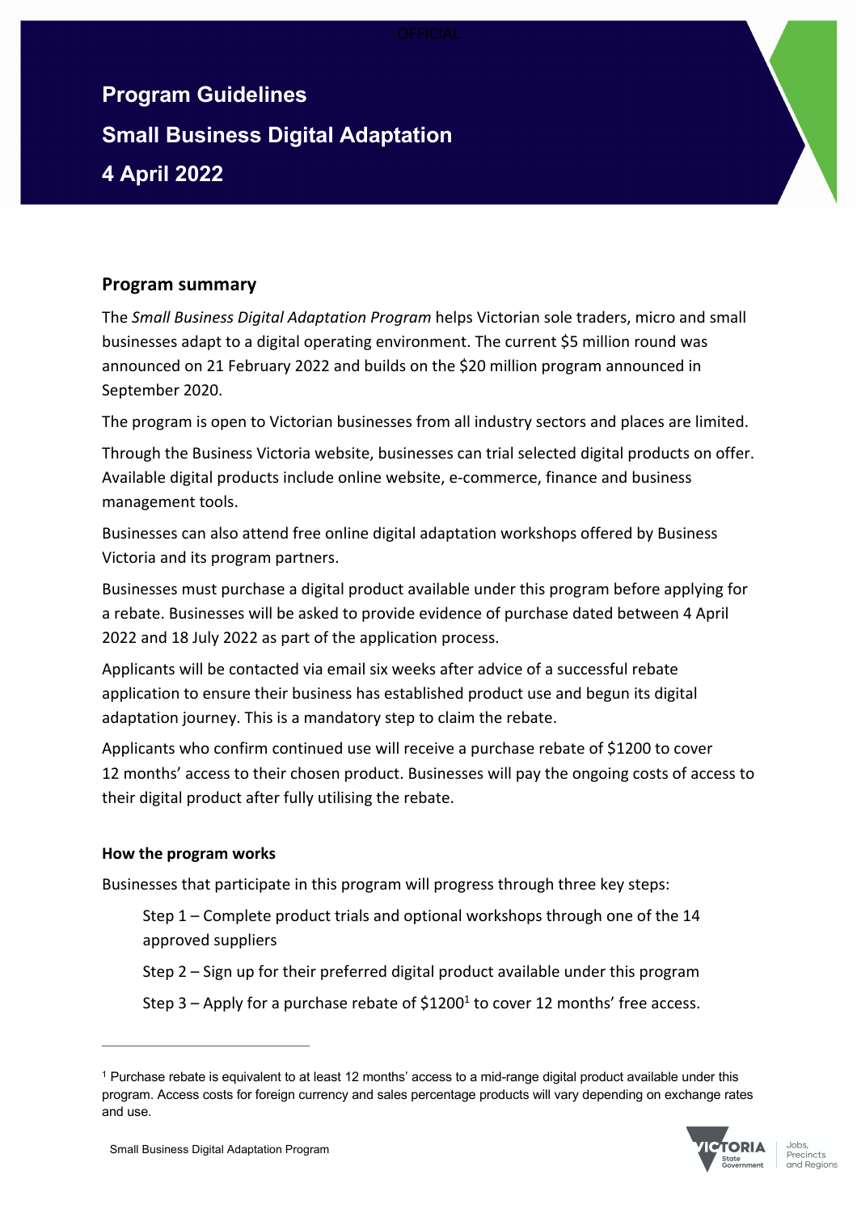# Program Guidelines

# Small Business Digital Adaptation

# 4 April 2022

## Program summary

The *Small Business Digital Adaptation Program* helps Victorian sole traders, micro and small businesses adapt to a digital operating environment. The current $5 million round was announced on 21 February 2022 and builds on the $20 million program announced in September 2020.

The program is open to Victorian businesses from all industry sectors and places are limited.

Through the Business Victoria website, businesses can trial selected digital products on offer. Available digital products include online website, e-commerce, finance and business management tools.

Businesses can also attend free online digital adaptation workshops offered by Business Victoria and its program partners.

Businesses must purchase a digital product available under this program before applying for a rebate. Businesses will be asked to provide evidence of purchase dated between 4 April 2022 and 18 July 2022 as part of the application process.

Applicants will be contacted via email six weeks after advice of a successful rebate application to ensure their business has established product use and begun its digital adaptation journey. This is a mandatory step to claim the rebate.

Applicants who confirm continued use will receive a purchase rebate of $1200 to cover 12 months' access to their chosen product. Businesses will pay the ongoing costs of access to their digital product after fully utilising the rebate.

### How the program works

Businesses that participate in this program will progress through three key steps:

Step 1 – Complete product trials and optional workshops through one of the 14 approved suppliers

Step 2 – Sign up for their preferred digital product available under this program

Step 3 – Apply for a purchase rebate of $1200[1] to cover 12 months' free access.

---

[1] Purchase rebate is equivalent to at least 12 months' access to a mid-range digital product available under this program. Access costs for foreign currency and sales percentage products will vary depending on exchange rates and use.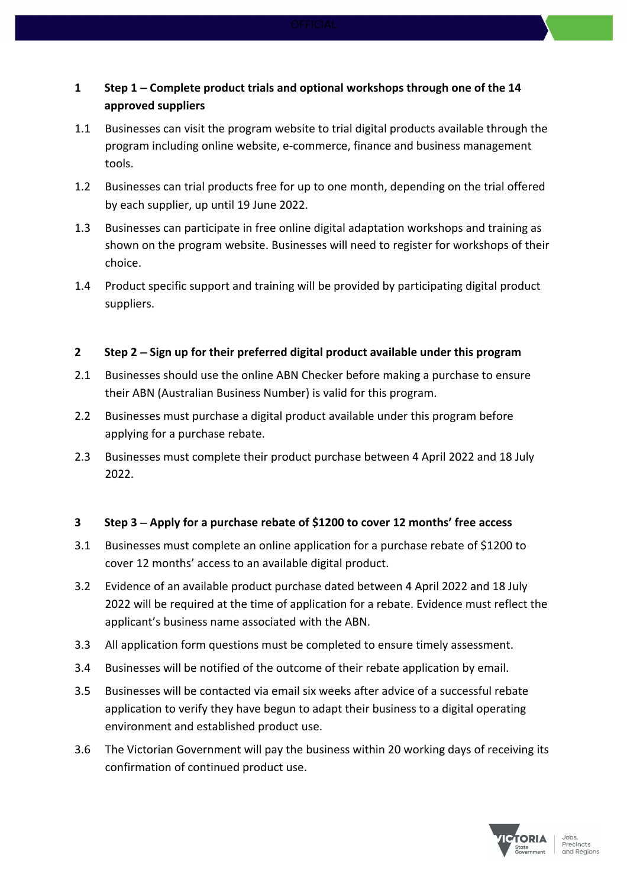## 1 Step 1 – Complete product trials and optional workshops through one of the 14 approved suppliers

1.1 Businesses can visit the program website to trial digital products available through the program including online website, e-commerce, finance and business management tools.

1.2 Businesses can trial products free for up to one month, depending on the trial offered by each supplier, up until 19 June 2022.

1.3 Businesses can participate in free online digital adaptation workshops and training as shown on the program website. Businesses will need to register for workshops of their choice.

1.4 Product specific support and training will be provided by participating digital product suppliers.

## 2 Step 2 – Sign up for their preferred digital product available under this program

2.1 Businesses should use the online ABN Checker before making a purchase to ensure their ABN (Australian Business Number) is valid for this program.

2.2 Businesses must purchase a digital product available under this program before applying for a purchase rebate.

2.3 Businesses must complete their product purchase between 4 April 2022 and 18 July 2022.

## 3 Step 3 – Apply for a purchase rebate of $1200 to cover 12 months' free access

3.1 Businesses must complete an online application for a purchase rebate of $1200 to cover 12 months' access to an available digital product.

3.2 Evidence of an available product purchase dated between 4 April 2022 and 18 July 2022 will be required at the time of application for a rebate. Evidence must reflect the applicant's business name associated with the ABN.

3.3 All application form questions must be completed to ensure timely assessment.

3.4 Businesses will be notified of the outcome of their rebate application by email.

3.5 Businesses will be contacted via email six weeks after advice of a successful rebate application to verify they have begun to adapt their business to a digital operating environment and established product use.

3.6 The Victorian Government will pay the business within 20 working days of receiving its confirmation of continued product use.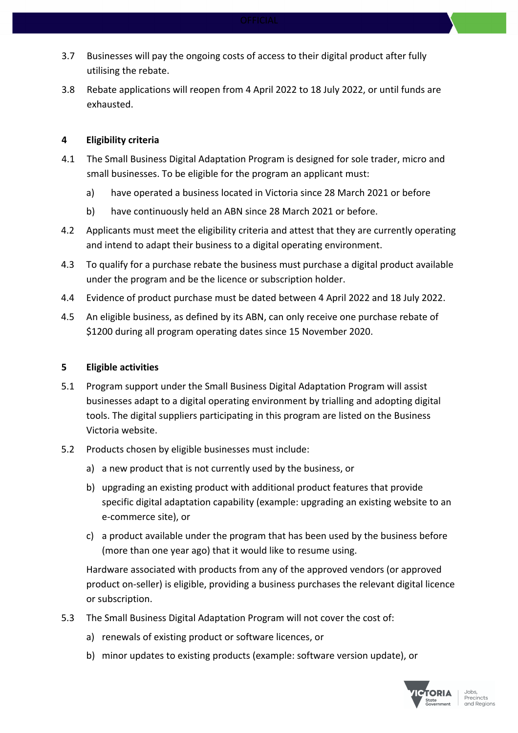3.7 Businesses will pay the ongoing costs of access to their digital product after fully utilising the rebate.

3.8 Rebate applications will reopen from 4 April 2022 to 18 July 2022, or until funds are exhausted.

## 4 Eligibility criteria

4.1 The Small Business Digital Adaptation Program is designed for sole trader, micro and small businesses. To be eligible for the program an applicant must:

a) have operated a business located in Victoria since 28 March 2021 or before

b) have continuously held an ABN since 28 March 2021 or before.

4.2 Applicants must meet the eligibility criteria and attest that they are currently operating and intend to adapt their business to a digital operating environment.

4.3 To qualify for a purchase rebate the business must purchase a digital product available under the program and be the licence or subscription holder.

4.4 Evidence of product purchase must be dated between 4 April 2022 and 18 July 2022.

4.5 An eligible business, as defined by its ABN, can only receive one purchase rebate of $1200 during all program operating dates since 15 November 2020.

## 5 Eligible activities

5.1 Program support under the Small Business Digital Adaptation Program will assist businesses adapt to a digital operating environment by trialling and adopting digital tools. The digital suppliers participating in this program are listed on the Business Victoria website.

5.2 Products chosen by eligible businesses must include:

a) a new product that is not currently used by the business, or

b) upgrading an existing product with additional product features that provide specific digital adaptation capability (example: upgrading an existing website to an e-commerce site), or

c) a product available under the program that has been used by the business before (more than one year ago) that it would like to resume using.

Hardware associated with products from any of the approved vendors (or approved product on-seller) is eligible, providing a business purchases the relevant digital licence or subscription.

5.3 The Small Business Digital Adaptation Program will not cover the cost of:

a) renewals of existing product or software licences, or

b) minor updates to existing products (example: software version update), or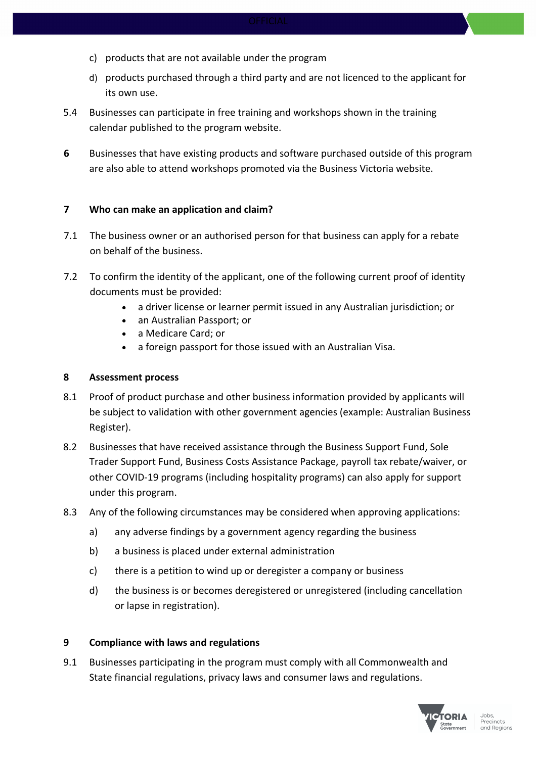c) products that are not available under the program

d) products purchased through a third party and are not licenced to the applicant for its own use.

5.4 Businesses can participate in free training and workshops shown in the training calendar published to the program website.

**6** Businesses that have existing products and software purchased outside of this program are also able to attend workshops promoted via the Business Victoria website.

## 7 Who can make an application and claim?

7.1 The business owner or an authorised person for that business can apply for a rebate on behalf of the business.

7.2 To confirm the identity of the applicant, one of the following current proof of identity documents must be provided:

- a driver license or learner permit issued in any Australian jurisdiction; or
- an Australian Passport; or
- a Medicare Card; or
- a foreign passport for those issued with an Australian Visa.

## 8 Assessment process

8.1 Proof of product purchase and other business information provided by applicants will be subject to validation with other government agencies (example: Australian Business Register).

8.2 Businesses that have received assistance through the Business Support Fund, Sole Trader Support Fund, Business Costs Assistance Package, payroll tax rebate/waiver, or other COVID-19 programs (including hospitality programs) can also apply for support under this program.

8.3 Any of the following circumstances may be considered when approving applications:

a) any adverse findings by a government agency regarding the business

b) a business is placed under external administration

c) there is a petition to wind up or deregister a company or business

d) the business is or becomes deregistered or unregistered (including cancellation or lapse in registration).

## 9 Compliance with laws and regulations

9.1 Businesses participating in the program must comply with all Commonwealth and State financial regulations, privacy laws and consumer laws and regulations.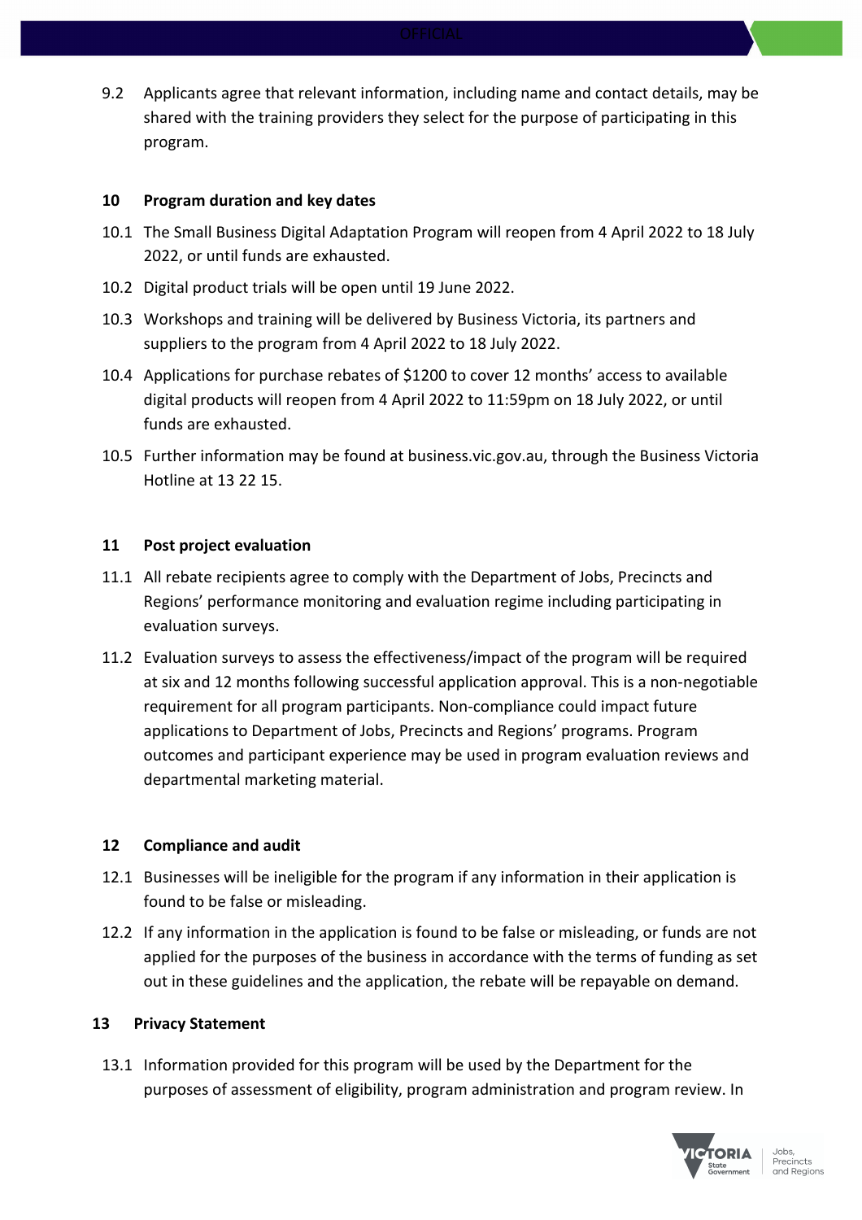9.2 Applicants agree that relevant information, including name and contact details, may be shared with the training providers they select for the purpose of participating in this program.

## 10 Program duration and key dates

10.1 The Small Business Digital Adaptation Program will reopen from 4 April 2022 to 18 July 2022, or until funds are exhausted.

10.2 Digital product trials will be open until 19 June 2022.

10.3 Workshops and training will be delivered by Business Victoria, its partners and suppliers to the program from 4 April 2022 to 18 July 2022.

10.4 Applications for purchase rebates of $1200 to cover 12 months' access to available digital products will reopen from 4 April 2022 to 11:59pm on 18 July 2022, or until funds are exhausted.

10.5 Further information may be found at business.vic.gov.au, through the Business Victoria Hotline at 13 22 15.

## 11 Post project evaluation

11.1 All rebate recipients agree to comply with the Department of Jobs, Precincts and Regions' performance monitoring and evaluation regime including participating in evaluation surveys.

11.2 Evaluation surveys to assess the effectiveness/impact of the program will be required at six and 12 months following successful application approval. This is a non-negotiable requirement for all program participants. Non-compliance could impact future applications to Department of Jobs, Precincts and Regions' programs. Program outcomes and participant experience may be used in program evaluation reviews and departmental marketing material.

## 12 Compliance and audit

12.1 Businesses will be ineligible for the program if any information in their application is found to be false or misleading.

12.2 If any information in the application is found to be false or misleading, or funds are not applied for the purposes of the business in accordance with the terms of funding as set out in these guidelines and the application, the rebate will be repayable on demand.

## 13 Privacy Statement

13.1 Information provided for this program will be used by the Department for the purposes of assessment of eligibility, program administration and program review. In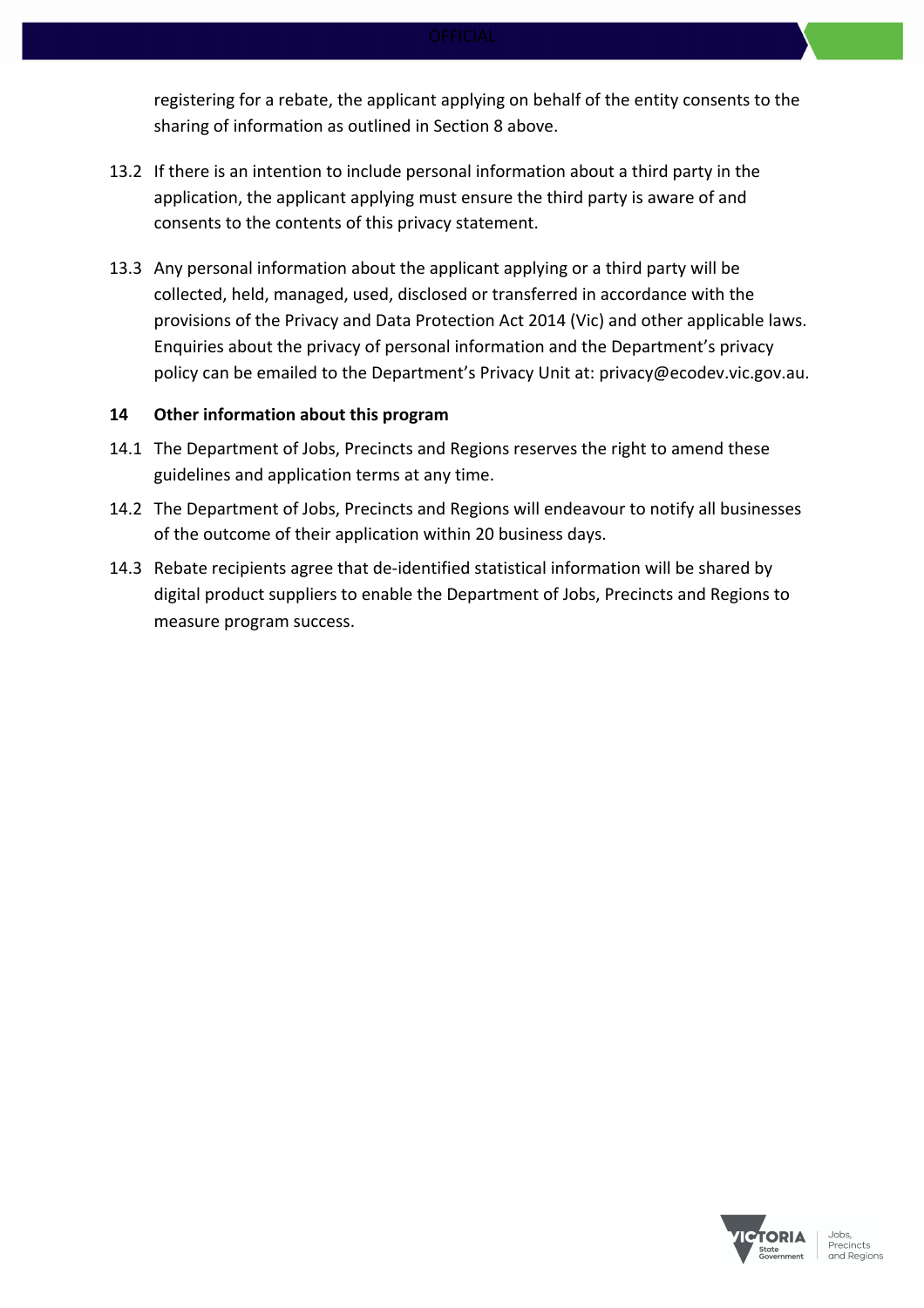registering for a rebate, the applicant applying on behalf of the entity consents to the sharing of information as outlined in Section 8 above.

13.2 If there is an intention to include personal information about a third party in the application, the applicant applying must ensure the third party is aware of and consents to the contents of this privacy statement.

13.3 Any personal information about the applicant applying or a third party will be collected, held, managed, used, disclosed or transferred in accordance with the provisions of the Privacy and Data Protection Act 2014 (Vic) and other applicable laws. Enquiries about the privacy of personal information and the Department's privacy policy can be emailed to the Department's Privacy Unit at: privacy@ecodev.vic.gov.au.

## 14 Other information about this program

14.1 The Department of Jobs, Precincts and Regions reserves the right to amend these guidelines and application terms at any time.

14.2 The Department of Jobs, Precincts and Regions will endeavour to notify all businesses of the outcome of their application within 20 business days.

14.3 Rebate recipients agree that de-identified statistical information will be shared by digital product suppliers to enable the Department of Jobs, Precincts and Regions to measure program success.